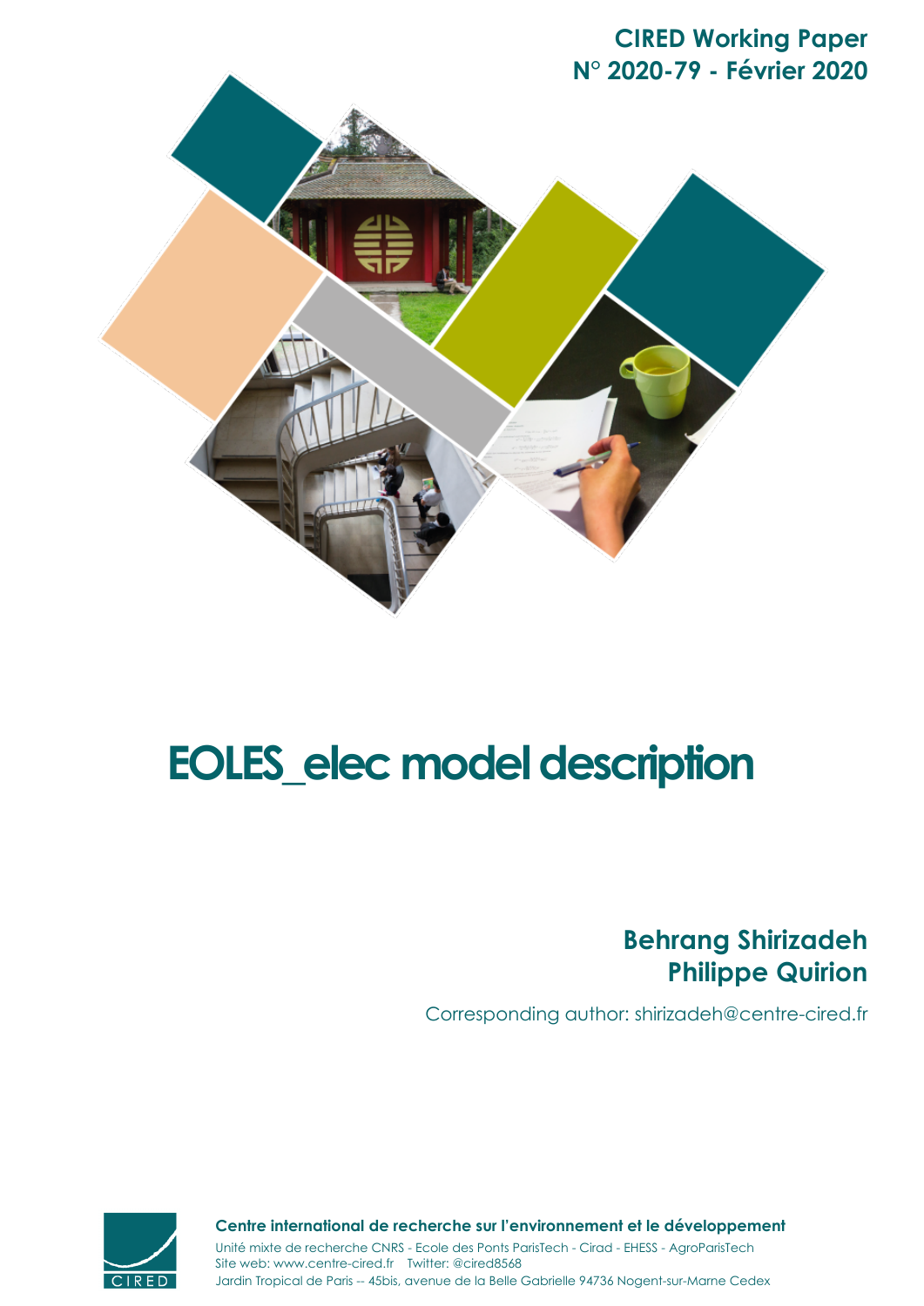**CIRED Working Paper**
**N° 2020-79 - Février 2020**

# EOLES_elec model description

**Behrang Shirizadeh**
**Philippe Quirion**

Corresponding author: shirizadeh@centre-cired.fr

**Centre international de recherche sur l'environnement et le développement**

Unité mixte de recherche CNRS - Ecole des Ponts ParisTech - Cirad - EHESS - AgroParisTech
Site web: www.centre-cired.fr Twitter: @cired8568
Jardin Tropical de Paris -- 45bis, avenue de la Belle Gabrielle 94736 Nogent-sur-Marne Cedex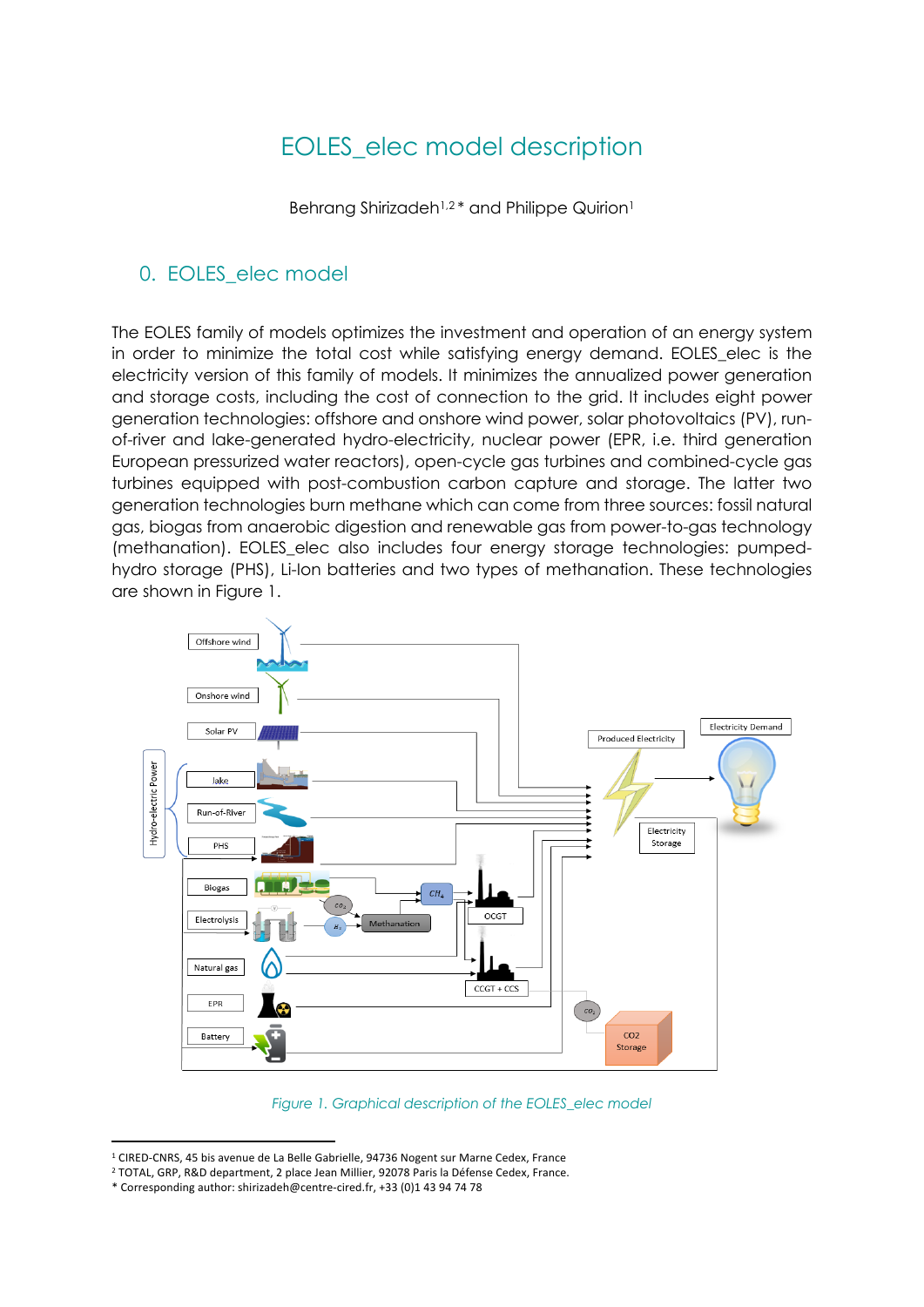# EOLES_elec model description

Behrang Shirizadeh[1,2]* and Philippe Quirion[1]

## 0. EOLES_elec model

The EOLES family of models optimizes the investment and operation of an energy system in order to minimize the total cost while satisfying energy demand. EOLES_elec is the electricity version of this family of models. It minimizes the annualized power generation and storage costs, including the cost of connection to the grid. It includes eight power generation technologies: offshore and onshore wind power, solar photovoltaics (PV), run-of-river and lake-generated hydro-electricity, nuclear power (EPR, i.e. third generation European pressurized water reactors), open-cycle gas turbines and combined-cycle gas turbines equipped with post-combustion carbon capture and storage. The latter two generation technologies burn methane which can come from three sources: fossil natural gas, biogas from anaerobic digestion and renewable gas from power-to-gas technology (methanation). EOLES_elec also includes four energy storage technologies: pumped-hydro storage (PHS), Li-Ion batteries and two types of methanation. These technologies are shown in Figure 1.

*Figure 1. Graphical description of the EOLES_elec model*

---

[1] CIRED-CNRS, 45 bis avenue de La Belle Gabrielle, 94736 Nogent sur Marne Cedex, France

[2] TOTAL, GRP, R&D department, 2 place Jean Millier, 92078 Paris la Défense Cedex, France.

* Corresponding author: shirizadeh@centre-cired.fr, +33 (0)1 43 94 74 78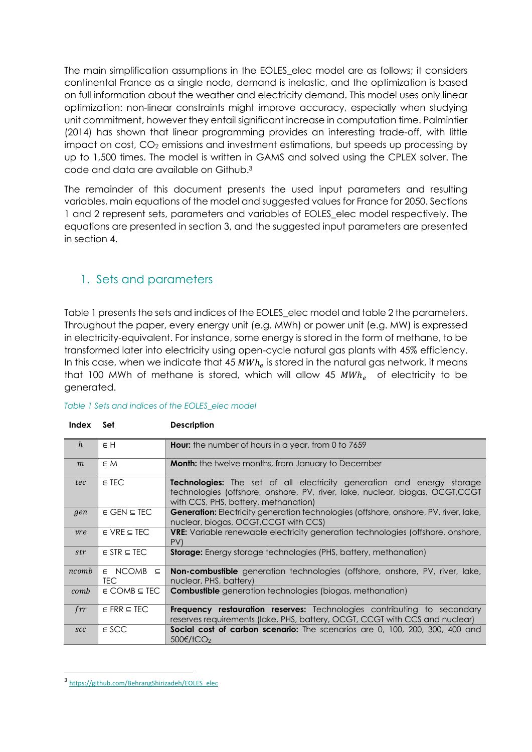The main simplification assumptions in the EOLES_elec model are as follows; it considers continental France as a single node, demand is inelastic, and the optimization is based on full information about the weather and electricity demand. This model uses only linear optimization: non-linear constraints might improve accuracy, especially when studying unit commitment, however they entail significant increase in computation time. Palmintier (2014) has shown that linear programming provides an interesting trade-off, with little impact on cost, $CO_2$ emissions and investment estimations, but speeds up processing by up to 1,500 times. The model is written in GAMS and solved using the CPLEX solver. The code and data are available on Github.[3]

The remainder of this document presents the used input parameters and resulting variables, main equations of the model and suggested values for France for 2050. Sections 1 and 2 represent sets, parameters and variables of EOLES_elec model respectively. The equations are presented in section 3, and the suggested input parameters are presented in section 4.

## 1. Sets and parameters

Table 1 presents the sets and indices of the EOLES_elec model and table 2 the parameters. Throughout the paper, every energy unit (e.g. MWh) or power unit (e.g. MW) is expressed in electricity-equivalent. For instance, some energy is stored in the form of methane, to be transformed later into electricity using open-cycle natural gas plants with 45% efficiency. In this case, when we indicate that 45 $MWh_e$ is stored in the natural gas network, it means that 100 MWh of methane is stored, which will allow 45 $MWh_e$ of electricity to be generated.

*Table 1 Sets and indices of the EOLES_elec model*

| Index | Set | Description |
|---|---|---|
| $h$ | $\in$ H | **Hour:** the number of hours in a year, from 0 to 7659 |
| $m$ | $\in$ M | **Month:** the twelve months, from January to December |
| $tec$ | $\in$ TEC | **Technologies:** The set of all electricity generation and energy storage technologies (offshore, onshore, PV, river, lake, nuclear, biogas, OCGT,CCGT with CCS, PHS, battery, methanation) |
| $gen$ | $\in$ GEN $\subseteq$ TEC | **Generation:** Electricity generation technologies (offshore, onshore, PV, river, lake, nuclear, biogas, OCGT,CCGT with CCS) |
| $vre$ | $\in$ VRE $\subseteq$ TEC | **VRE:** Variable renewable electricity generation technologies (offshore, onshore, PV) |
| $str$ | $\in$ STR $\subseteq$ TEC | **Storage:** Energy storage technologies (PHS, battery, methanation) |
| $ncomb$ | $\in$ NCOMB $\subseteq$ TEC | **Non-combustible** generation technologies (offshore, onshore, PV, river, lake, nuclear, PHS, battery) |
| $comb$ | $\in$ COMB $\subseteq$ TEC | **Combustible** generation technologies (biogas, methanation) |
| $frr$ | $\in$ FRR $\subseteq$ TEC | **Frequency restauration reserves:** Technologies contributing to secondary reserves requirements (lake, PHS, battery, OCGT, CCGT with CCS and nuclear) |
| $scc$ | $\in$ SCC | **Social cost of carbon scenario:** The scenarios are 0, 100, 200, 300, 400 and 500€/t$CO_2$ |

[3] https://github.com/BehrangShirizadeh/EOLES_elec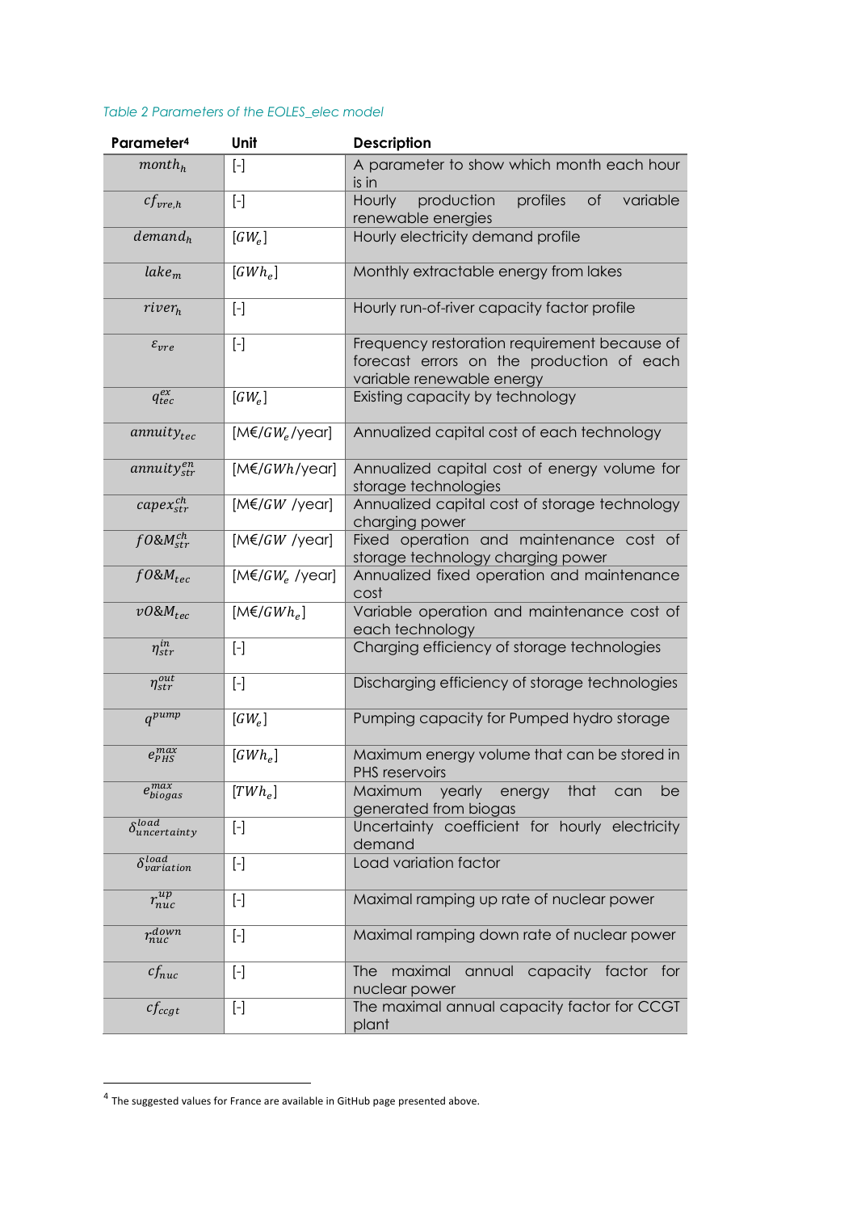*Table 2 Parameters of the EOLES_elec model*

| Parameter[4] | Unit | Description |
|---|---|---|
| $month_h$ | [-] | A parameter to show which month each hour is in |
| $cf_{vre,h}$ | [-] | Hourly production profiles of variable renewable energies |
| $demand_h$ | $[GW_e]$ | Hourly electricity demand profile |
| $lake_m$ | $[GWh_e]$ | Monthly extractable energy from lakes |
| $river_h$ | [-] | Hourly run-of-river capacity factor profile |
| $\varepsilon_{vre}$ | [-] | Frequency restoration requirement because of forecast errors on the production of each variable renewable energy |
| $q_{tec}^{ex}$ | $[GW_e]$ | Existing capacity by technology |
| $annuity_{tec}$ | [M€/$GW_e$/year] | Annualized capital cost of each technology |
| $annuity_{str}^{en}$ | [M€/$GWh$/year] | Annualized capital cost of energy volume for storage technologies |
| $capex_{str}^{ch}$ | [M€/$GW$ /year] | Annualized capital cost of storage technology charging power |
| $fO\&M_{str}^{ch}$ | [M€/$GW$ /year] | Fixed operation and maintenance cost of storage technology charging power |
| $fO\&M_{tec}$ | [M€/$GW_e$ /year] | Annualized fixed operation and maintenance cost |
| $vO\&M_{tec}$ | [M€/$GWh_e$] | Variable operation and maintenance cost of each technology |
| $\eta_{str}^{in}$ | [-] | Charging efficiency of storage technologies |
| $\eta_{str}^{out}$ | [-] | Discharging efficiency of storage technologies |
| $q^{pump}$ | $[GW_e]$ | Pumping capacity for Pumped hydro storage |
| $e_{PHS}^{max}$ | $[GWh_e]$ | Maximum energy volume that can be stored in PHS reservoirs |
| $e_{biogas}^{max}$ | $[TWh_e]$ | Maximum yearly energy that can be generated from biogas |
| $\delta_{uncertainty}^{load}$ | [-] | Uncertainty coefficient for hourly electricity demand |
| $\delta_{variation}^{load}$ | [-] | Load variation factor |
| $r_{nuc}^{up}$ | [-] | Maximal ramping up rate of nuclear power |
| $r_{nuc}^{down}$ | [-] | Maximal ramping down rate of nuclear power |
| $cf_{nuc}$ | [-] | The maximal annual capacity factor for nuclear power |
| $cf_{ccgt}$ | [-] | The maximal annual capacity factor for CCGT plant |

[4] The suggested values for France are available in GitHub page presented above.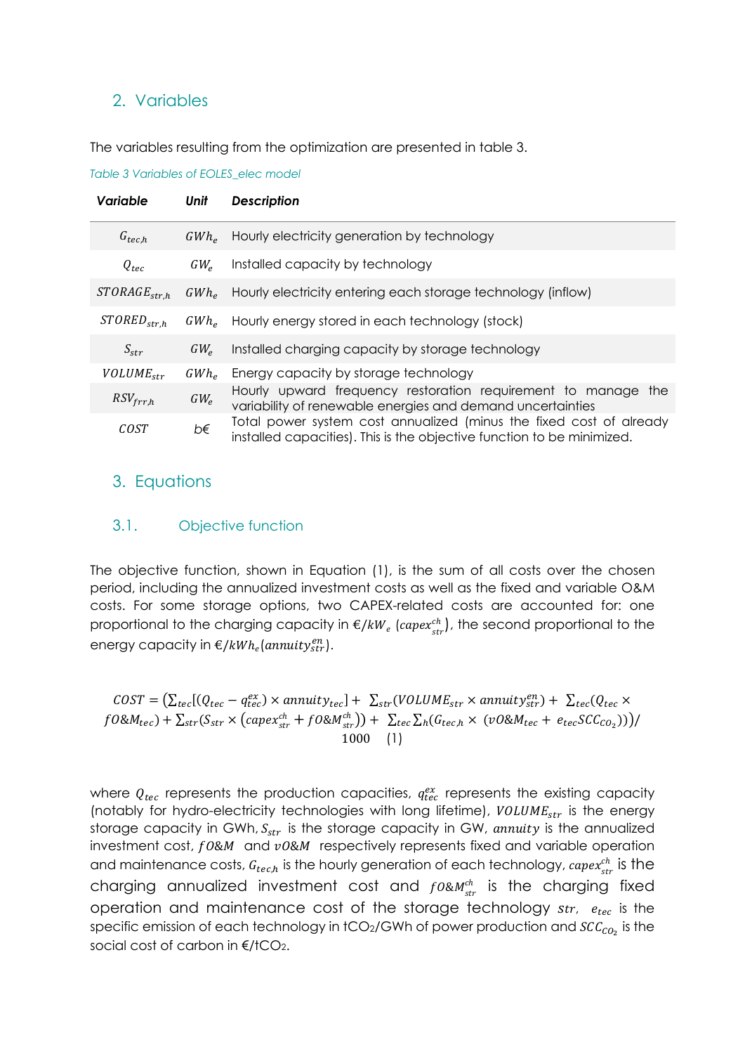## 2. Variables

The variables resulting from the optimization are presented in table 3.

*Table 3 Variables of EOLES_elec model*

| *Variable* | *Unit* | *Description* |
|---|---|---|
| $G_{tec,h}$ | $GWh_e$ | Hourly electricity generation by technology |
| $Q_{tec}$ | $GW_e$ | Installed capacity by technology |
| $STORAGE_{str,h}$ | $GWh_e$ | Hourly electricity entering each storage technology (inflow) |
| $STORED_{str,h}$ | $GWh_e$ | Hourly energy stored in each technology (stock) |
| $S_{str}$ | $GW_e$ | Installed charging capacity by storage technology |
| $VOLUME_{str}$ | $GWh_e$ | Energy capacity by storage technology |
| $RSV_{frr,h}$ | $GW_e$ | Hourly upward frequency restoration requirement to manage the variability of renewable energies and demand uncertainties |
| $COST$ | b€ | Total power system cost annualized (minus the fixed cost of already installed capacities). This is the objective function to be minimized. |

## 3. Equations

### 3.1. Objective function

The objective function, shown in Equation (1), is the sum of all costs over the chosen period, including the annualized investment costs as well as the fixed and variable O&M costs. For some storage options, two CAPEX-related costs are accounted for: one proportional to the charging capacity in $€/kW_e$ ($capex_{str}^{ch}$), the second proportional to the energy capacity in $€/kWh_e$($annuity_{str}^{en}$).

$$COST = \left(\sum_{tec}[(Q_{tec} - q_{tec}^{ex}) \times annuity_{tec}] + \sum_{str}(VOLUME_{str} \times annuity_{str}^{en}) + \sum_{tec}(Q_{tec} \times fO\&M_{tec}) + \sum_{str}(S_{str} \times (capex_{str}^{ch} + fO\&M_{str}^{ch})) + \sum_{tec}\sum_{h}(G_{tec,h} \times (vO\&M_{tec} + e_{tec}SCC_{CO_2}))\right)/1000 \quad (1)$$

where $Q_{tec}$ represents the production capacities, $q_{tec}^{ex}$ represents the existing capacity (notably for hydro-electricity technologies with long lifetime), $VOLUME_{str}$ is the energy storage capacity in GWh, $S_{str}$ is the storage capacity in GW, $annuity$ is the annualized investment cost, $fO\&M$ and $vO\&M$ respectively represents fixed and variable operation and maintenance costs, $G_{tec,h}$ is the hourly generation of each technology, $capex_{str}^{ch}$ is the charging annualized investment cost and $fO\&M_{str}^{ch}$ is the charging fixed operation and maintenance cost of the storage technology $str$, $e_{tec}$ is the specific emission of each technology in $tCO_2$/GWh of power production and $SCC_{CO_2}$ is the social cost of carbon in €/$tCO_2$.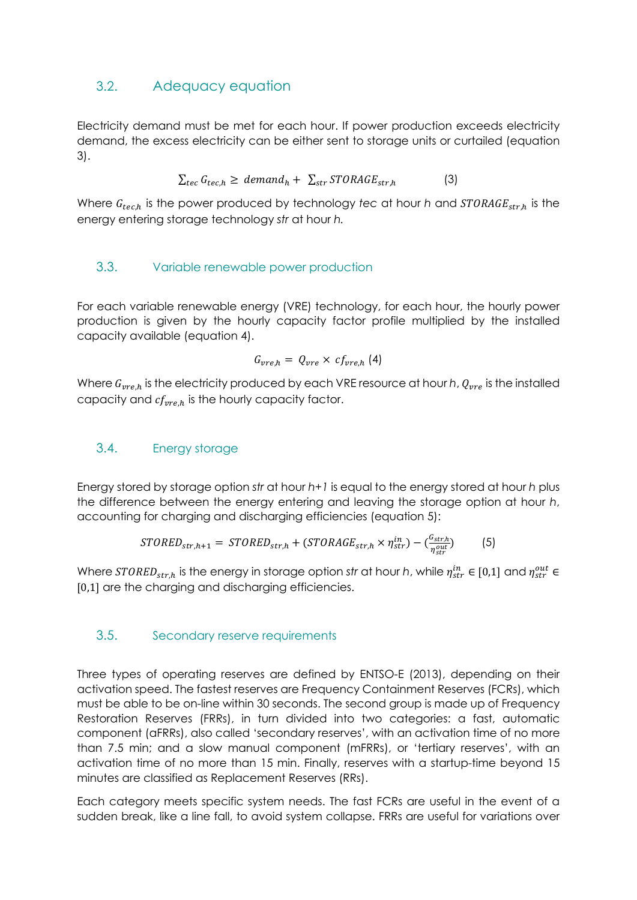## 3.2. Adequacy equation

Electricity demand must be met for each hour. If power production exceeds electricity demand, the excess electricity can be either sent to storage units or curtailed (equation 3).

$$\sum_{tec} G_{tec,h} \geq demand_h + \sum_{str} STORAGE_{str,h} \qquad (3)$$

Where $G_{tec,h}$ is the power produced by technology *tec* at hour *h* and $STORAGE_{str,h}$ is the energy entering storage technology *str* at hour *h*.

## 3.3. Variable renewable power production

For each variable renewable energy (VRE) technology, for each hour, the hourly power production is given by the hourly capacity factor profile multiplied by the installed capacity available (equation 4).

$$G_{vre,h} = Q_{vre} \times cf_{vre,h} \quad (4)$$

Where $G_{vre,h}$ is the electricity produced by each VRE resource at hour *h*, $Q_{vre}$ is the installed capacity and $cf_{vre,h}$ is the hourly capacity factor.

## 3.4. Energy storage

Energy stored by storage option *str* at hour *h+1* is equal to the energy stored at hour *h* plus the difference between the energy entering and leaving the storage option at hour *h*, accounting for charging and discharging efficiencies (equation 5):

$$STORED_{str,h+1} = STORED_{str,h} + (STORAGE_{str,h} \times \eta^{in}_{str}) - \left(\frac{G_{str,h}}{\eta^{out}_{str}}\right) \qquad (5)$$

Where $STORED_{str,h}$ is the energy in storage option *str* at hour *h*, while $\eta^{in}_{str} \in [0,1]$ and $\eta^{out}_{str} \in [0,1]$ are the charging and discharging efficiencies.

## 3.5. Secondary reserve requirements

Three types of operating reserves are defined by ENTSO-E (2013), depending on their activation speed. The fastest reserves are Frequency Containment Reserves (FCRs), which must be able to be on-line within 30 seconds. The second group is made up of Frequency Restoration Reserves (FRRs), in turn divided into two categories: a fast, automatic component (aFRRs), also called 'secondary reserves', with an activation time of no more than 7.5 min; and a slow manual component (mFRRs), or 'tertiary reserves', with an activation time of no more than 15 min. Finally, reserves with a startup-time beyond 15 minutes are classified as Replacement Reserves (RRs).

Each category meets specific system needs. The fast FCRs are useful in the event of a sudden break, like a line fall, to avoid system collapse. FRRs are useful for variations over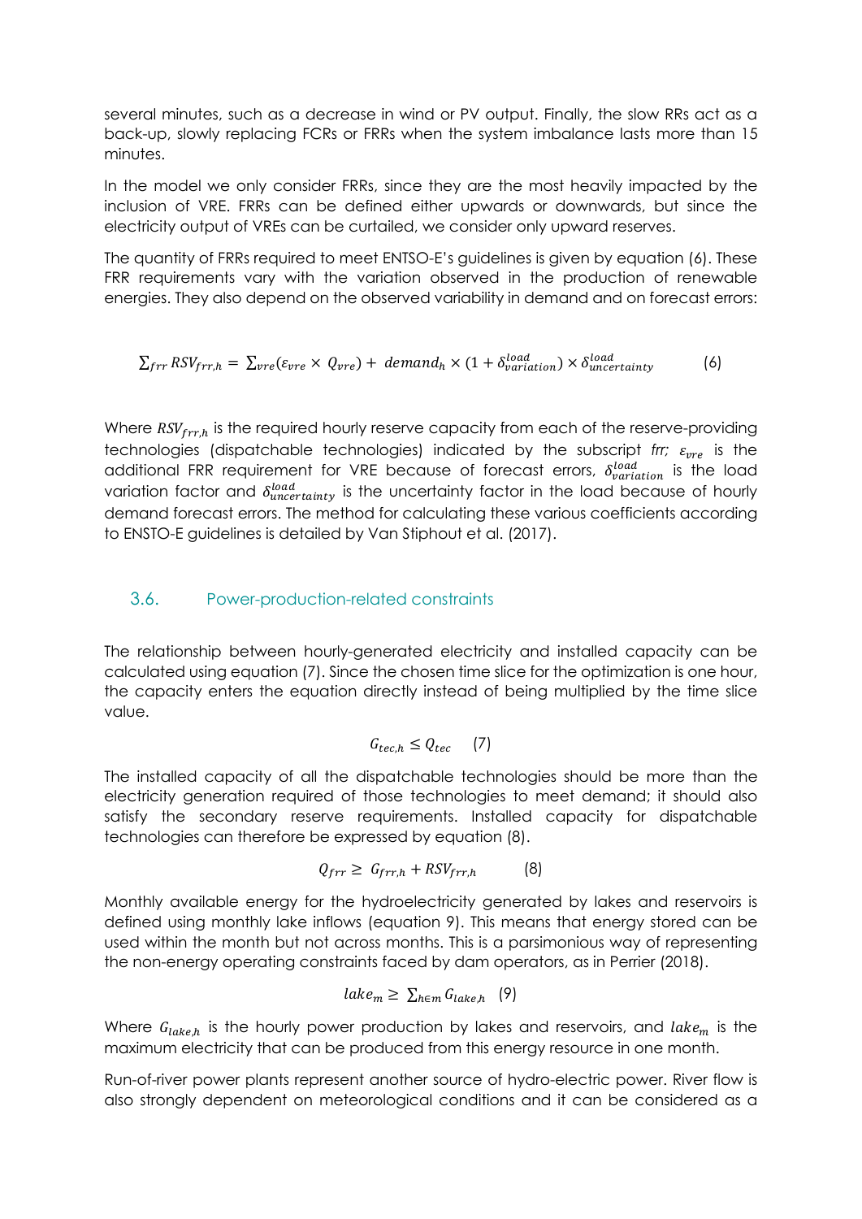several minutes, such as a decrease in wind or PV output. Finally, the slow RRs act as a back-up, slowly replacing FCRs or FRRs when the system imbalance lasts more than 15 minutes.

In the model we only consider FRRs, since they are the most heavily impacted by the inclusion of VRE. FRRs can be defined either upwards or downwards, but since the electricity output of VREs can be curtailed, we consider only upward reserves.

The quantity of FRRs required to meet ENTSO-E's guidelines is given by equation (6). These FRR requirements vary with the variation observed in the production of renewable energies. They also depend on the observed variability in demand and on forecast errors:

$$\sum_{frr} RSV_{frr,h} = \sum_{vre}(\varepsilon_{vre} \times Q_{vre}) + demand_h \times (1 + \delta^{load}_{variation}) \times \delta^{load}_{uncertainty} \qquad (6)$$

Where $RSV_{frr,h}$ is the required hourly reserve capacity from each of the reserve-providing technologies (dispatchable technologies) indicated by the subscript *frr;* $\varepsilon_{vre}$ is the additional FRR requirement for VRE because of forecast errors, $\delta^{load}_{variation}$ is the load variation factor and $\delta^{load}_{uncertainty}$ is the uncertainty factor in the load because of hourly demand forecast errors. The method for calculating these various coefficients according to ENSTO-E guidelines is detailed by Van Stiphout et al. (2017).

## 3.6. Power-production-related constraints

The relationship between hourly-generated electricity and installed capacity can be calculated using equation (7). Since the chosen time slice for the optimization is one hour, the capacity enters the equation directly instead of being multiplied by the time slice value.

$$G_{tec,h} \leq Q_{tec} \qquad (7)$$

The installed capacity of all the dispatchable technologies should be more than the electricity generation required of those technologies to meet demand; it should also satisfy the secondary reserve requirements. Installed capacity for dispatchable technologies can therefore be expressed by equation (8).

$$Q_{frr} \geq G_{frr,h} + RSV_{frr,h} \qquad (8)$$

Monthly available energy for the hydroelectricity generated by lakes and reservoirs is defined using monthly lake inflows (equation 9). This means that energy stored can be used within the month but not across months. This is a parsimonious way of representing the non-energy operating constraints faced by dam operators, as in Perrier (2018).

$$lake_m \geq \sum_{h \in m} G_{lake,h} \quad (9)$$

Where $G_{lake,h}$ is the hourly power production by lakes and reservoirs, and $lake_m$ is the maximum electricity that can be produced from this energy resource in one month.

Run-of-river power plants represent another source of hydro-electric power. River flow is also strongly dependent on meteorological conditions and it can be considered as a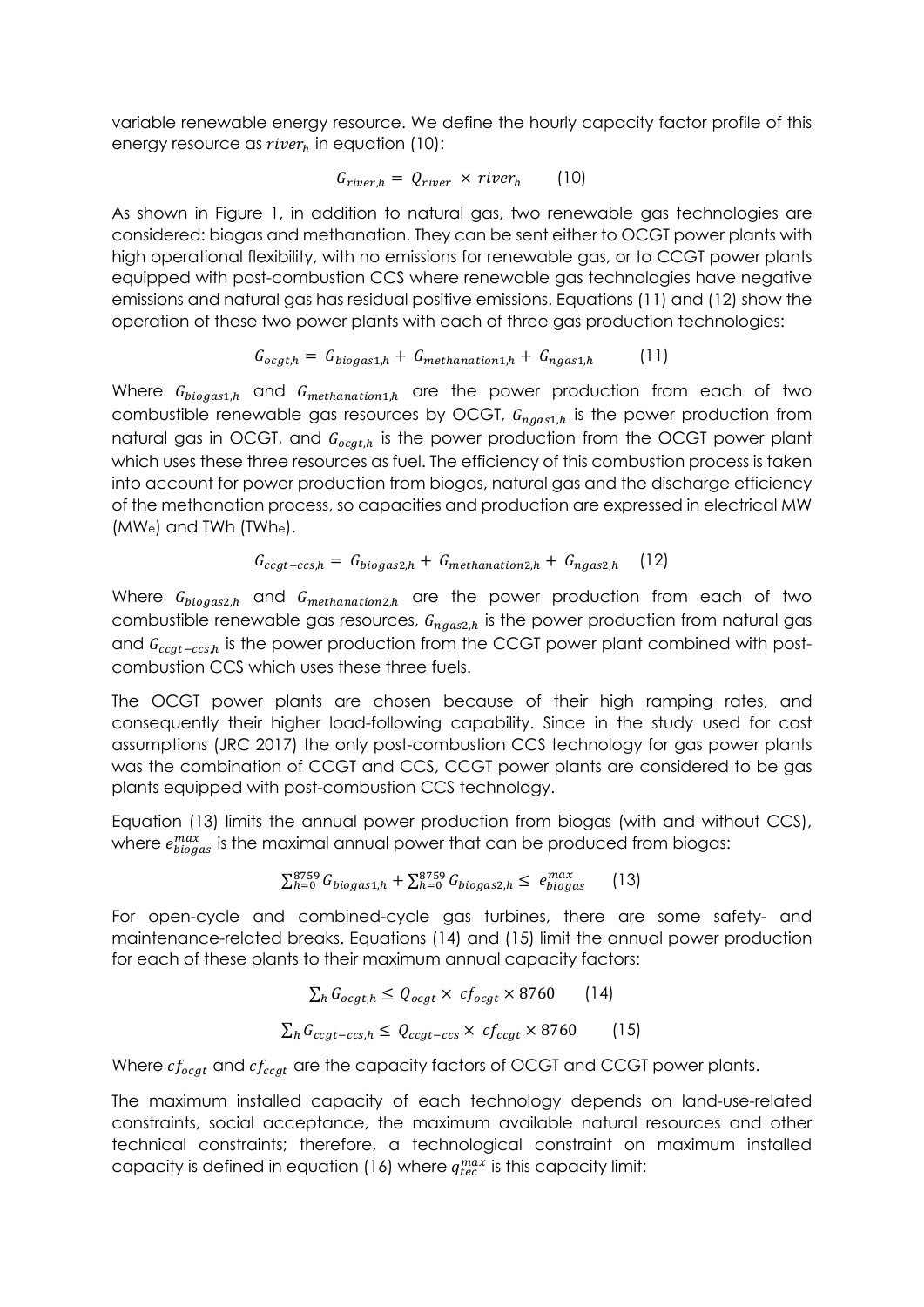variable renewable energy resource. We define the hourly capacity factor profile of this energy resource as $river_h$ in equation (10):

$$G_{river,h} = Q_{river} \times river_h \qquad (10)$$

As shown in Figure 1, in addition to natural gas, two renewable gas technologies are considered: biogas and methanation. They can be sent either to OCGT power plants with high operational flexibility, with no emissions for renewable gas, or to CCGT power plants equipped with post-combustion CCS where renewable gas technologies have negative emissions and natural gas has residual positive emissions. Equations (11) and (12) show the operation of these two power plants with each of three gas production technologies:

$$G_{ocgt,h} = G_{biogas1,h} + G_{methanation1,h} + G_{ngas1,h} \qquad (11)$$

Where $G_{biogas1,h}$ and $G_{methanation1,h}$ are the power production from each of two combustible renewable gas resources by OCGT, $G_{ngas1,h}$ is the power production from natural gas in OCGT, and $G_{ocgt,h}$ is the power production from the OCGT power plant which uses these three resources as fuel. The efficiency of this combustion process is taken into account for power production from biogas, natural gas and the discharge efficiency of the methanation process, so capacities and production are expressed in electrical MW ($MW_e$) and TWh ($TWh_e$).

$$G_{ccgt-ccs,h} = G_{biogas2,h} + G_{methanation2,h} + G_{ngas2,h} \qquad (12)$$

Where $G_{biogas2,h}$ and $G_{methanation2,h}$ are the power production from each of two combustible renewable gas resources, $G_{ngas2,h}$ is the power production from natural gas and $G_{ccgt-ccs,h}$ is the power production from the CCGT power plant combined with post-combustion CCS which uses these three fuels.

The OCGT power plants are chosen because of their high ramping rates, and consequently their higher load-following capability. Since in the study used for cost assumptions (JRC 2017) the only post-combustion CCS technology for gas power plants was the combination of CCGT and CCS, CCGT power plants are considered to be gas plants equipped with post-combustion CCS technology.

Equation (13) limits the annual power production from biogas (with and without CCS), where $e_{biogas}^{max}$ is the maximal annual power that can be produced from biogas:

$$\sum_{h=0}^{8759} G_{biogas1,h} + \sum_{h=0}^{8759} G_{biogas2,h} \leq e_{biogas}^{max} \qquad (13)$$

For open-cycle and combined-cycle gas turbines, there are some safety- and maintenance-related breaks. Equations (14) and (15) limit the annual power production for each of these plants to their maximum annual capacity factors:

$$\sum_h G_{ocgt,h} \leq Q_{ocgt} \times cf_{ocgt} \times 8760 \qquad (14)$$

$$\sum_h G_{ccgt-ccs,h} \leq Q_{ccgt-ccs} \times cf_{ccgt} \times 8760 \qquad (15)$$

Where $cf_{ocgt}$ and $cf_{ccgt}$ are the capacity factors of OCGT and CCGT power plants.

The maximum installed capacity of each technology depends on land-use-related constraints, social acceptance, the maximum available natural resources and other technical constraints; therefore, a technological constraint on maximum installed capacity is defined in equation (16) where $q_{tec}^{max}$ is this capacity limit: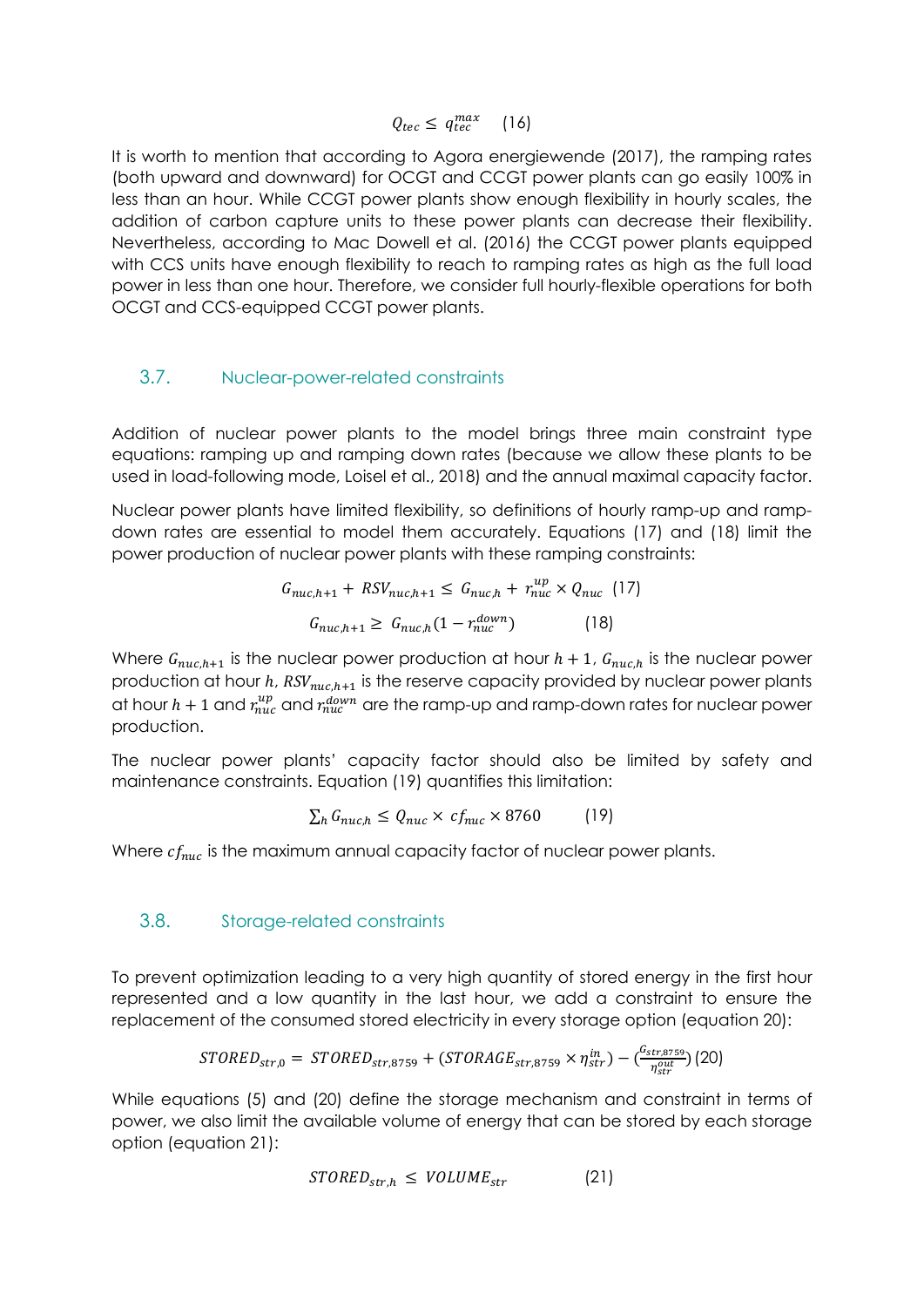$$Q_{tec} \leq q_{tec}^{max} \quad (16)$$

It is worth to mention that according to Agora energiewende (2017), the ramping rates (both upward and downward) for OCGT and CCGT power plants can go easily 100% in less than an hour. While CCGT power plants show enough flexibility in hourly scales, the addition of carbon capture units to these power plants can decrease their flexibility. Nevertheless, according to Mac Dowell et al. (2016) the CCGT power plants equipped with CCS units have enough flexibility to reach to ramping rates as high as the full load power in less than one hour. Therefore, we consider full hourly-flexible operations for both OCGT and CCS-equipped CCGT power plants.

### 3.7. Nuclear-power-related constraints

Addition of nuclear power plants to the model brings three main constraint type equations: ramping up and ramping down rates (because we allow these plants to be used in load-following mode, Loisel et al., 2018) and the annual maximal capacity factor.

Nuclear power plants have limited flexibility, so definitions of hourly ramp-up and ramp-down rates are essential to model them accurately. Equations (17) and (18) limit the power production of nuclear power plants with these ramping constraints:

$$G_{nuc,h+1} + RSV_{nuc,h+1} \leq G_{nuc,h} + r_{nuc}^{up} \times Q_{nuc} \quad (17)$$

$$G_{nuc,h+1} \geq G_{nuc,h}(1 - r_{nuc}^{down}) \quad (18)$$

Where $G_{nuc,h+1}$ is the nuclear power production at hour $h+1$, $G_{nuc,h}$ is the nuclear power production at hour $h$, $RSV_{nuc,h+1}$ is the reserve capacity provided by nuclear power plants at hour $h+1$ and $r_{nuc}^{up}$ and $r_{nuc}^{down}$ are the ramp-up and ramp-down rates for nuclear power production.

The nuclear power plants' capacity factor should also be limited by safety and maintenance constraints. Equation (19) quantifies this limitation:

$$\sum_h G_{nuc,h} \leq Q_{nuc} \times cf_{nuc} \times 8760 \quad (19)$$

Where $cf_{nuc}$ is the maximum annual capacity factor of nuclear power plants.

### 3.8. Storage-related constraints

To prevent optimization leading to a very high quantity of stored energy in the first hour represented and a low quantity in the last hour, we add a constraint to ensure the replacement of the consumed stored electricity in every storage option (equation 20):

$$STORED_{str,0} = STORED_{str,8759} + (STORAGE_{str,8759} \times \eta_{str}^{in}) - \left(\frac{G_{str,8759}}{\eta_{str}^{out}}\right) \quad (20)$$

While equations (5) and (20) define the storage mechanism and constraint in terms of power, we also limit the available volume of energy that can be stored by each storage option (equation 21):

$$STORED_{str,h} \leq VOLUME_{str} \quad (21)$$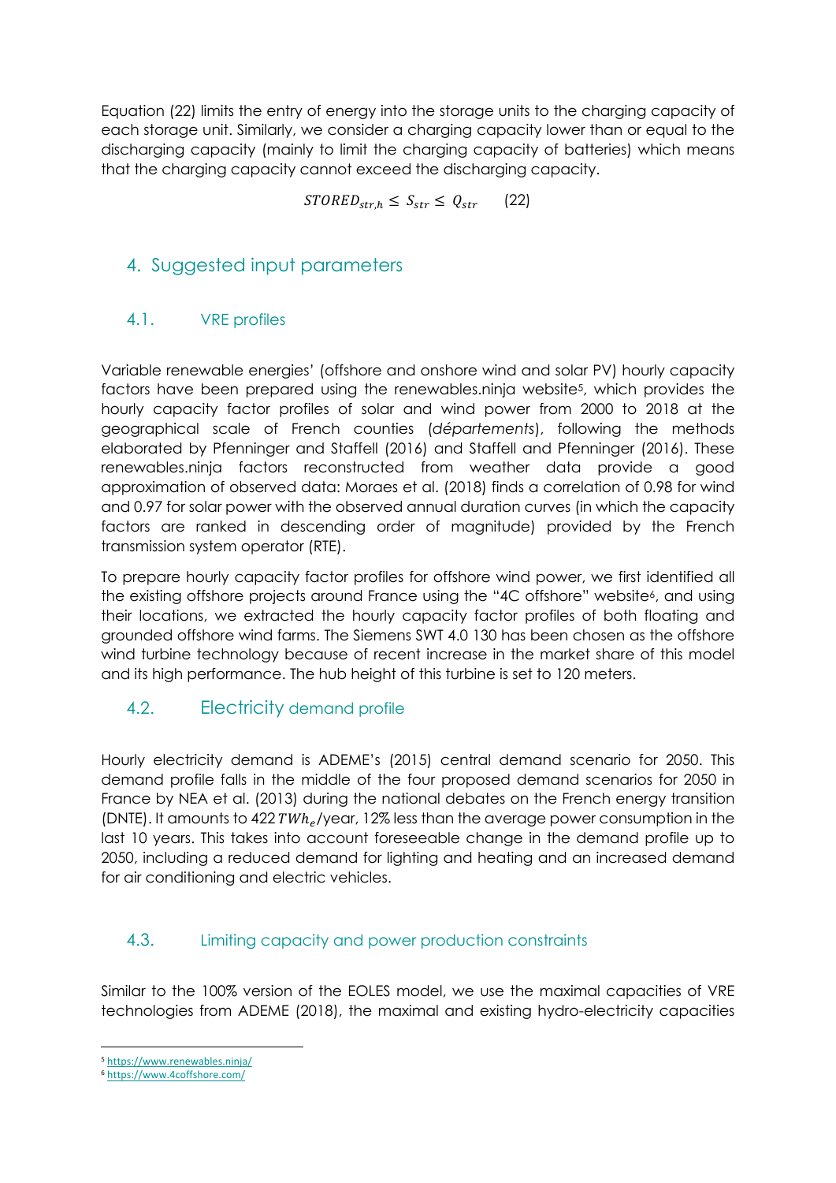Equation (22) limits the entry of energy into the storage units to the charging capacity of each storage unit. Similarly, we consider a charging capacity lower than or equal to the discharging capacity (mainly to limit the charging capacity of batteries) which means that the charging capacity cannot exceed the discharging capacity.

$$STORED_{str,h} \leq S_{str} \leq Q_{str} \qquad (22)$$

## 4. Suggested input parameters

### 4.1. VRE profiles

Variable renewable energies' (offshore and onshore wind and solar PV) hourly capacity factors have been prepared using the renewables.ninja website[5], which provides the hourly capacity factor profiles of solar and wind power from 2000 to 2018 at the geographical scale of French counties (*départements*), following the methods elaborated by Pfenninger and Staffell (2016) and Staffell and Pfenninger (2016). These renewables.ninja factors reconstructed from weather data provide a good approximation of observed data: Moraes et al. (2018) finds a correlation of 0.98 for wind and 0.97 for solar power with the observed annual duration curves (in which the capacity factors are ranked in descending order of magnitude) provided by the French transmission system operator (RTE).

To prepare hourly capacity factor profiles for offshore wind power, we first identified all the existing offshore projects around France using the "4C offshore" website[6], and using their locations, we extracted the hourly capacity factor profiles of both floating and grounded offshore wind farms. The Siemens SWT 4.0 130 has been chosen as the offshore wind turbine technology because of recent increase in the market share of this model and its high performance. The hub height of this turbine is set to 120 meters.

### 4.2. Electricity demand profile

Hourly electricity demand is ADEME's (2015) central demand scenario for 2050. This demand profile falls in the middle of the four proposed demand scenarios for 2050 in France by NEA et al. (2013) during the national debates on the French energy transition (DNTE). It amounts to 422 $TWh_e$/year, 12% less than the average power consumption in the last 10 years. This takes into account foreseeable change in the demand profile up to 2050, including a reduced demand for lighting and heating and an increased demand for air conditioning and electric vehicles.

### 4.3. Limiting capacity and power production constraints

Similar to the 100% version of the EOLES model, we use the maximal capacities of VRE technologies from ADEME (2018), the maximal and existing hydro-electricity capacities

---

[5] https://www.renewables.ninja/

[6] https://www.4coffshore.com/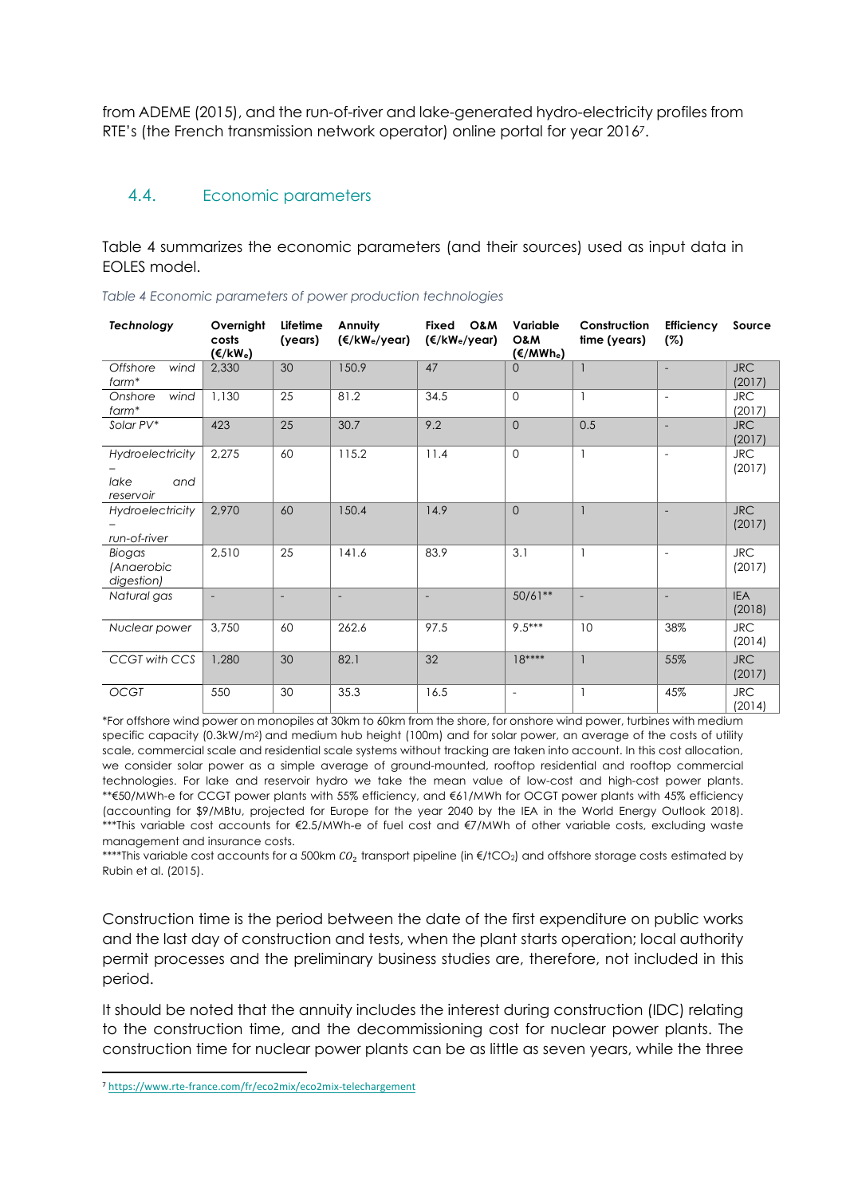from ADEME (2015), and the run-of-river and lake-generated hydro-electricity profiles from RTE's (the French transmission network operator) online portal for year 2016[7].

## 4.4. Economic parameters

Table 4 summarizes the economic parameters (and their sources) used as input data in EOLES model.

*Table 4 Economic parameters of power production technologies*

| Technology | Overnight costs (€/kW$_e$) | Lifetime (years) | Annuity (€/kW$_e$/year) | Fixed O&M (€/kW$_e$/year) | Variable O&M (€/MWh$_e$) | Construction time (years) | Efficiency (%) | Source |
|---|---|---|---|---|---|---|---|---|
| *Offshore wind farm** | 2,330 | 30 | 150.9 | 47 | 0 | 1 | - | JRC (2017) |
| *Onshore wind farm** | 1,130 | 25 | 81.2 | 34.5 | 0 | 1 | - | JRC (2017) |
| *Solar PV** | 423 | 25 | 30.7 | 9.2 | 0 | 0.5 | - | JRC (2017) |
| *Hydroelectricity – lake and reservoir* | 2,275 | 60 | 115.2 | 11.4 | 0 | 1 | - | JRC (2017) |
| *Hydroelectricity – run-of-river* | 2,970 | 60 | 150.4 | 14.9 | 0 | 1 | - | JRC (2017) |
| *Biogas (Anaerobic digestion)* | 2,510 | 25 | 141.6 | 83.9 | 3.1 | 1 | - | JRC (2017) |
| *Natural gas* | - | - | - | - | 50/61** | - | - | IEA (2018) |
| *Nuclear power* | 3,750 | 60 | 262.6 | 97.5 | 9.5*** | 10 | 38% | JRC (2014) |
| *CCGT with CCS* | 1,280 | 30 | 82.1 | 32 | 18**** | 1 | 55% | JRC (2017) |
| *OCGT* | 550 | 30 | 35.3 | 16.5 | - | 1 | 45% | JRC (2014) |

*For offshore wind power on monopiles at 30km to 60km from the shore, for onshore wind power, turbines with medium specific capacity (0.3kW/m²) and medium hub height (100m) and for solar power, an average of the costs of utility scale, commercial scale and residential scale systems without tracking are taken into account. In this cost allocation, we consider solar power as a simple average of ground-mounted, rooftop residential and rooftop commercial technologies. For lake and reservoir hydro we take the mean value of low-cost and high-cost power plants.
**€50/MWh-e for CCGT power plants with 55% efficiency, and €61/MWh for OCGT power plants with 45% efficiency (accounting for $9/MBtu, projected for Europe for the year 2040 by the IEA in the World Energy Outlook 2018).
***This variable cost accounts for €2.5/MWh-e of fuel cost and €7/MWh of other variable costs, excluding waste management and insurance costs.
****This variable cost accounts for a 500km $CO_2$ transport pipeline (in €/tCO₂) and offshore storage costs estimated by Rubin et al. (2015).

Construction time is the period between the date of the first expenditure on public works and the last day of construction and tests, when the plant starts operation; local authority permit processes and the preliminary business studies are, therefore, not included in this period.

It should be noted that the annuity includes the interest during construction (IDC) relating to the construction time, and the decommissioning cost for nuclear power plants. The construction time for nuclear power plants can be as little as seven years, while the three

[7] https://www.rte-france.com/fr/eco2mix/eco2mix-telechargement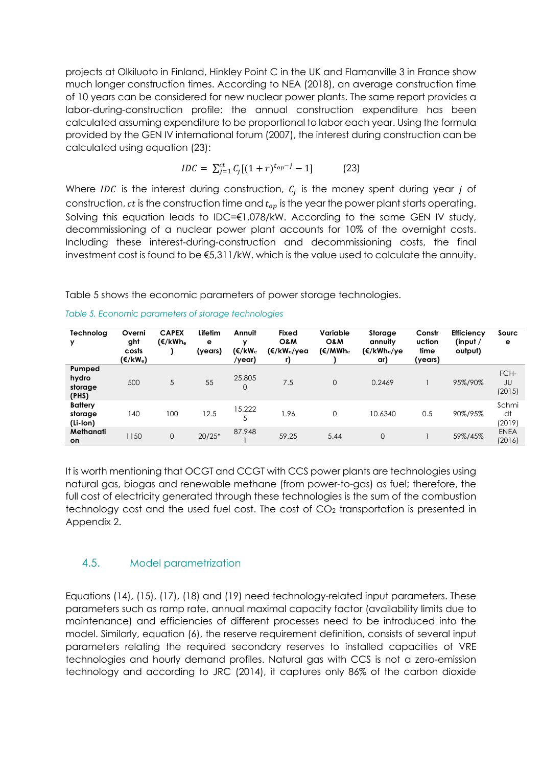projects at Olkiluoto in Finland, Hinkley Point C in the UK and Flamanville 3 in France show much longer construction times. According to NEA (2018), an average construction time of 10 years can be considered for new nuclear power plants. The same report provides a labor-during-construction profile: the annual construction expenditure has been calculated assuming expenditure to be proportional to labor each year. Using the formula provided by the GEN IV international forum (2007), the interest during construction can be calculated using equation (23):

$$IDC = \sum_{j=1}^{ct} C_j[(1+r)^{t_{op}-j} - 1] \qquad (23)$$

Where $IDC$ is the interest during construction, $C_j$ is the money spent during year $j$ of construction, $ct$ is the construction time and $t_{op}$ is the year the power plant starts operating. Solving this equation leads to IDC=€1,078/kW. According to the same GEN IV study, decommissioning of a nuclear power plant accounts for 10% of the overnight costs. Including these interest-during-construction and decommissioning costs, the final investment cost is found to be €5,311/kW, which is the value used to calculate the annuity.

Table 5 shows the economic parameters of power storage technologies.

*Table 5. Economic parameters of storage technologies*

| Technology | Overnight costs (€/kW$_e$) | CAPEX (€/kWh$_e$) | Lifetime (years) | Annuity (€/kW$_e$/year) | Fixed O&M (€/kW$_e$/year) | Variable O&M (€/MWh$_e$) | Storage annuity (€/kWh$_e$/year) | Construction time (years) | Efficiency (input / output) | Source |
|---|---|---|---|---|---|---|---|---|---|---|
| **Pumped hydro storage (PHS)** | 500 | 5 | 55 | 25.8050 | 7.5 | 0 | 0.2469 | 1 | 95%/90% | FCH-JU (2015) |
| **Battery storage (Li-Ion)** | 140 | 100 | 12.5 | 15.2225 | 1.96 | 0 | 10.6340 | 0.5 | 90%/95% | Schmidt (2019) |
| **Methanation** | 1150 | 0 | 20/25* | 87.9481 | 59.25 | 5.44 | 0 | 1 | 59%/45% | ENEA (2016) |

It is worth mentioning that OCGT and CCGT with CCS power plants are technologies using natural gas, biogas and renewable methane (from power-to-gas) as fuel; therefore, the full cost of electricity generated through these technologies is the sum of the combustion technology cost and the used fuel cost. The cost of $CO_2$ transportation is presented in Appendix 2.

### 4.5. Model parametrization

Equations (14), (15), (17), (18) and (19) need technology-related input parameters. These parameters such as ramp rate, annual maximal capacity factor (availability limits due to maintenance) and efficiencies of different processes need to be introduced into the model. Similarly, equation (6), the reserve requirement definition, consists of several input parameters relating the required secondary reserves to installed capacities of VRE technologies and hourly demand profiles. Natural gas with CCS is not a zero-emission technology and according to JRC (2014), it captures only 86% of the carbon dioxide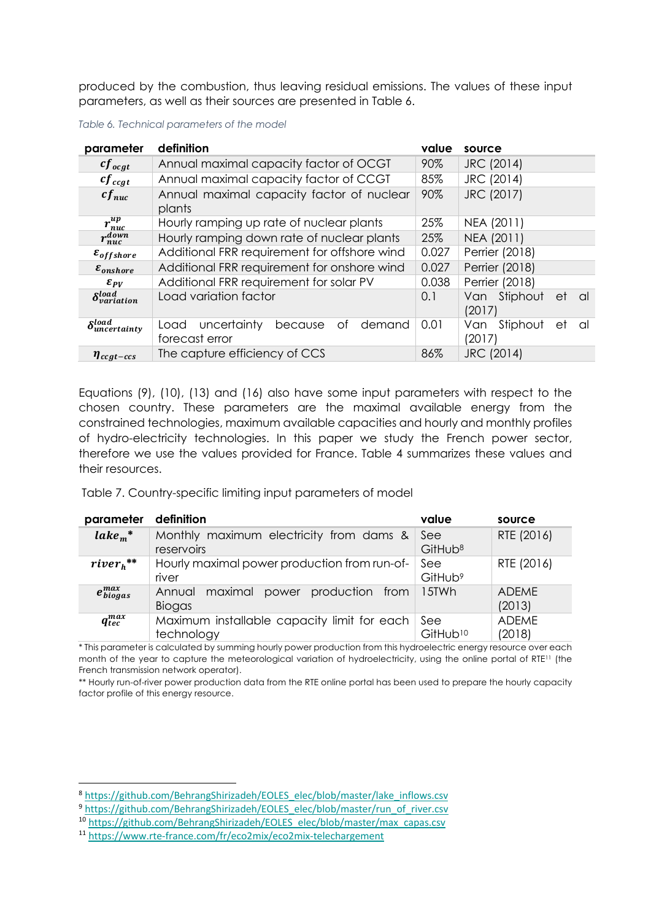produced by the combustion, thus leaving residual emissions. The values of these input parameters, as well as their sources are presented in Table 6.

*Table 6. Technical parameters of the model*

| parameter | definition | value | source |
|---|---|---|---|
| $cf_{ocgt}$ | Annual maximal capacity factor of OCGT | 90% | JRC (2014) |
| $cf_{ccgt}$ | Annual maximal capacity factor of CCGT | 85% | JRC (2014) |
| $cf_{nuc}$ | Annual maximal capacity factor of nuclear plants | 90% | JRC (2017) |
| $r_{nuc}^{up}$ | Hourly ramping up rate of nuclear plants | 25% | NEA (2011) |
| $r_{nuc}^{down}$ | Hourly ramping down rate of nuclear plants | 25% | NEA (2011) |
| $\varepsilon_{offshore}$ | Additional FRR requirement for offshore wind | 0.027 | Perrier (2018) |
| $\varepsilon_{onshore}$ | Additional FRR requirement for onshore wind | 0.027 | Perrier (2018) |
| $\varepsilon_{PV}$ | Additional FRR requirement for solar PV | 0.038 | Perrier (2018) |
| $\delta_{variation}^{load}$ | Load variation factor | 0.1 | Van Stiphout et al (2017) |
| $\delta_{uncertainty}^{load}$ | Load uncertainty because of demand forecast error | 0.01 | Van Stiphout et al (2017) |
| $\eta_{ccgt-ccs}$ | The capture efficiency of CCS | 86% | JRC (2014) |

Equations (9), (10), (13) and (16) also have some input parameters with respect to the chosen country. These parameters are the maximal available energy from the constrained technologies, maximum available capacities and hourly and monthly profiles of hydro-electricity technologies. In this paper we study the French power sector, therefore we use the values provided for France. Table 4 summarizes these values and their resources.

Table 7. Country-specific limiting input parameters of model

| parameter | definition | value | source |
|---|---|---|---|
| $lake_m$* | Monthly maximum electricity from dams & reservoirs | See GitHub[8] | RTE (2016) |
| $river_h$** | Hourly maximal power production from run-of-river | See GitHub[9] | RTE (2016) |
| $e_{biogas}^{max}$ | Annual maximal power production from Biogas | 15TWh | ADEME (2013) |
| $q_{tec}^{max}$ | Maximum installable capacity limit for each technology | See GitHub[10] | ADEME (2018) |

* This parameter is calculated by summing hourly power production from this hydroelectric energy resource over each month of the year to capture the meteorological variation of hydroelectricity, using the online portal of RTE[11] (the French transmission network operator).

** Hourly run-of-river power production data from the RTE online portal has been used to prepare the hourly capacity factor profile of this energy resource.

[8] https://github.com/BehrangShirizadeh/EOLES_elec/blob/master/lake_inflows.csv

[9] https://github.com/BehrangShirizadeh/EOLES_elec/blob/master/run_of_river.csv

[10] https://github.com/BehrangShirizadeh/EOLES_elec/blob/master/max_capas.csv

[11] https://www.rte-france.com/fr/eco2mix/eco2mix-telechargement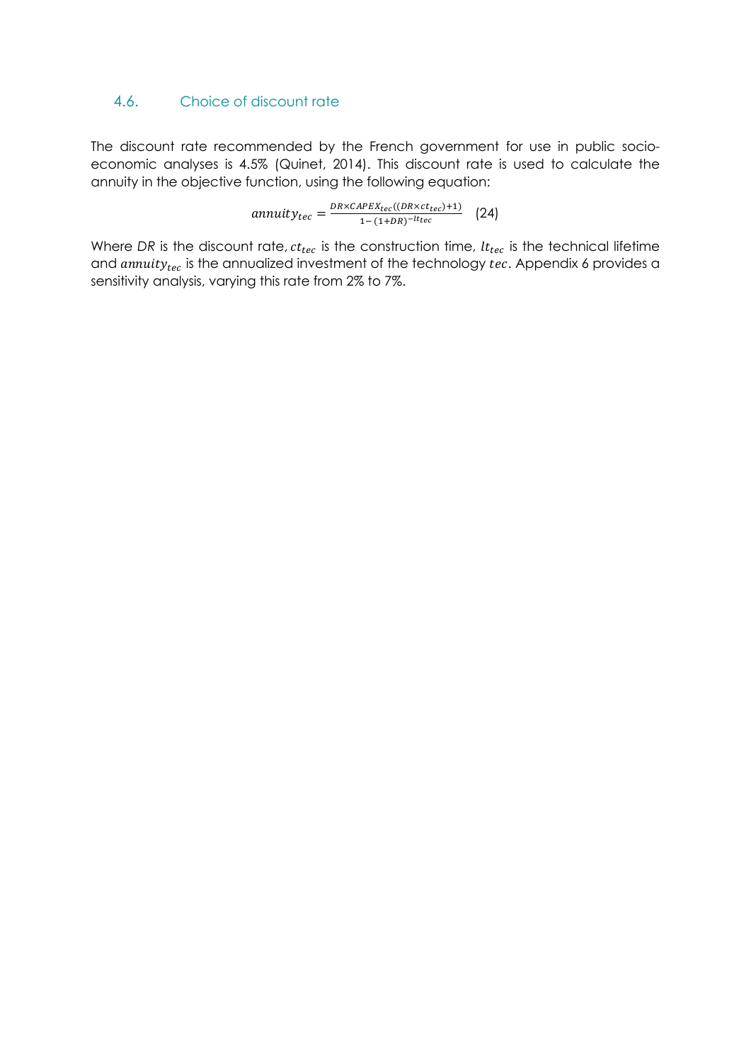### 4.6. Choice of discount rate

The discount rate recommended by the French government for use in public socio-economic analyses is 4.5% (Quinet, 2014). This discount rate is used to calculate the annuity in the objective function, using the following equation:

$$annuity_{tec} = \frac{DR \times CAPEX_{tec}((DR \times ct_{tec}) + 1)}{1 - (1 + DR)^{-lt_{tec}}} \quad (24)$$

Where *DR* is the discount rate, $ct_{tec}$ is the construction time, $lt_{tec}$ is the technical lifetime and $annuity_{tec}$ is the annualized investment of the technology $tec$. Appendix 6 provides a sensitivity analysis, varying this rate from 2% to 7%.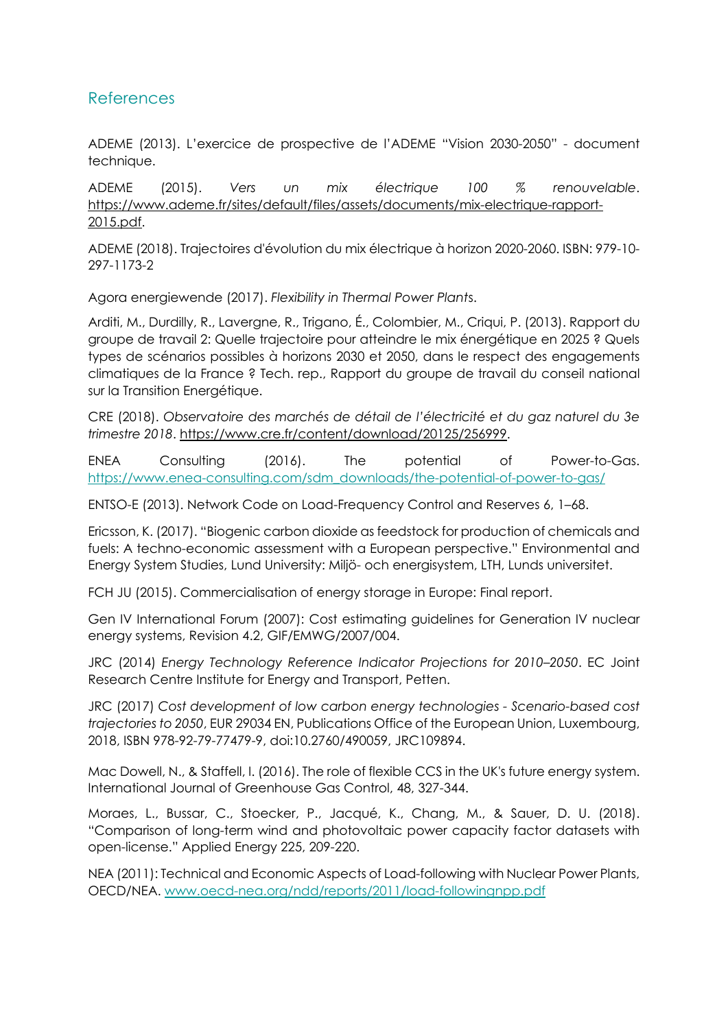## References

ADEME (2013). L'exercice de prospective de l'ADEME "Vision 2030-2050" - document technique.

ADEME (2015). *Vers un mix électrique 100 % renouvelable*. https://www.ademe.fr/sites/default/files/assets/documents/mix-electrique-rapport-2015.pdf.

ADEME (2018). Trajectoires d'évolution du mix électrique à horizon 2020-2060. ISBN: 979-10-297-1173-2

Agora energiewende (2017). *Flexibility in Thermal Power Plants*.

Arditi, M., Durdilly, R., Lavergne, R., Trigano, É., Colombier, M., Criqui, P. (2013). Rapport du groupe de travail 2: Quelle trajectoire pour atteindre le mix énergétique en 2025 ? Quels types de scénarios possibles à horizons 2030 et 2050, dans le respect des engagements climatiques de la France ? Tech. rep., Rapport du groupe de travail du conseil national sur la Transition Energétique.

CRE (2018). *Observatoire des marchés de détail de l'électricité et du gaz naturel du 3e trimestre 2018*. https://www.cre.fr/content/download/20125/256999.

ENEA Consulting (2016). The potential of Power-to-Gas. https://www.enea-consulting.com/sdm_downloads/the-potential-of-power-to-gas/

ENTSO-E (2013). Network Code on Load-Frequency Control and Reserves 6, 1–68.

Ericsson, K. (2017). "Biogenic carbon dioxide as feedstock for production of chemicals and fuels: A techno-economic assessment with a European perspective." Environmental and Energy System Studies, Lund University: Miljö- och energisystem, LTH, Lunds universitet.

FCH JU (2015). Commercialisation of energy storage in Europe: Final report.

Gen IV International Forum (2007): Cost estimating guidelines for Generation IV nuclear energy systems, Revision 4.2, GIF/EMWG/2007/004.

JRC (2014) *Energy Technology Reference Indicator Projections for 2010–2050*. EC Joint Research Centre Institute for Energy and Transport, Petten.

JRC (2017) *Cost development of low carbon energy technologies - Scenario-based cost trajectories to 2050*, EUR 29034 EN, Publications Office of the European Union, Luxembourg, 2018, ISBN 978-92-79-77479-9, doi:10.2760/490059, JRC109894.

Mac Dowell, N., & Staffell, I. (2016). The role of flexible CCS in the UK's future energy system. International Journal of Greenhouse Gas Control, 48, 327-344.

Moraes, L., Bussar, C., Stoecker, P., Jacqué, K., Chang, M., & Sauer, D. U. (2018). "Comparison of long-term wind and photovoltaic power capacity factor datasets with open-license." Applied Energy 225, 209-220.

NEA (2011): Technical and Economic Aspects of Load-following with Nuclear Power Plants, OECD/NEA. www.oecd-nea.org/ndd/reports/2011/load-followingnpp.pdf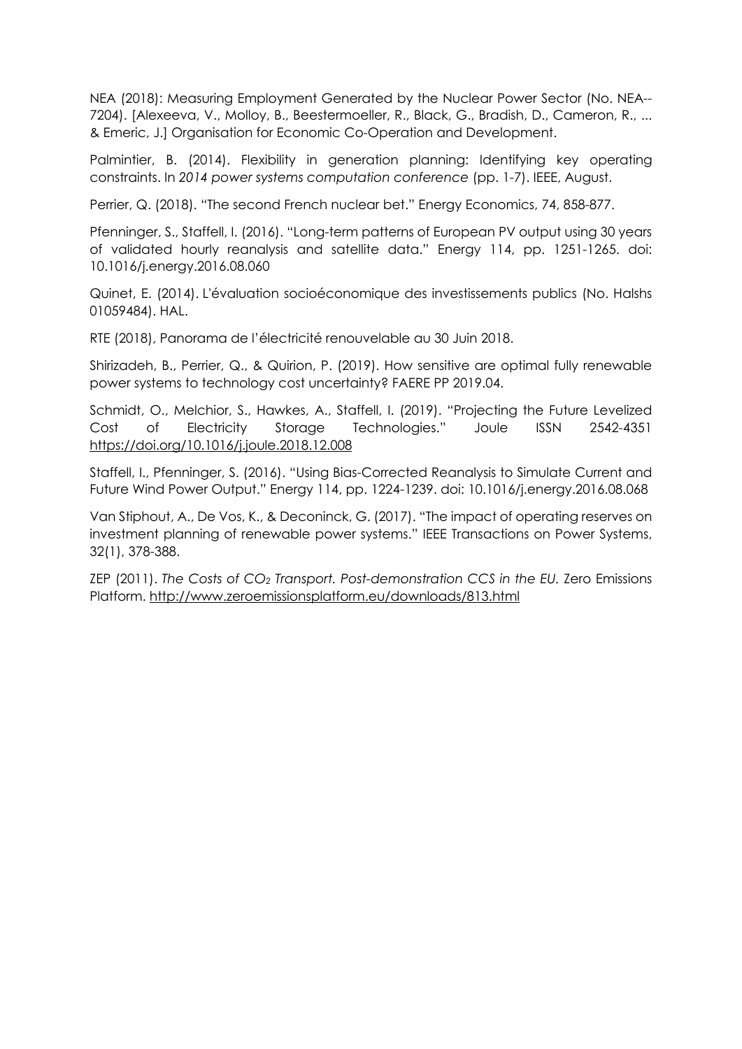NEA (2018): Measuring Employment Generated by the Nuclear Power Sector (No. NEA--7204). [Alexeeva, V., Molloy, B., Beestermoeller, R., Black, G., Bradish, D., Cameron, R., ... & Emeric, J.] Organisation for Economic Co-Operation and Development.

Palmintier, B. (2014). Flexibility in generation planning: Identifying key operating constraints. In *2014 power systems computation conference* (pp. 1-7). IEEE, August.

Perrier, Q. (2018). "The second French nuclear bet." Energy Economics, 74, 858-877.

Pfenninger, S., Staffell, I. (2016). "Long-term patterns of European PV output using 30 years of validated hourly reanalysis and satellite data." Energy 114, pp. 1251-1265. doi: 10.1016/j.energy.2016.08.060

Quinet, E. (2014). L'évaluation socioéconomique des investissements publics (No. Halshs 01059484). HAL.

RTE (2018), Panorama de l'électricité renouvelable au 30 Juin 2018.

Shirizadeh, B., Perrier, Q., & Quirion, P. (2019). How sensitive are optimal fully renewable power systems to technology cost uncertainty? FAERE PP 2019.04.

Schmidt, O., Melchior, S., Hawkes, A., Staffell, I. (2019). "Projecting the Future Levelized Cost of Electricity Storage Technologies." Joule ISSN 2542-4351 https://doi.org/10.1016/j.joule.2018.12.008

Staffell, I., Pfenninger, S. (2016). "Using Bias-Corrected Reanalysis to Simulate Current and Future Wind Power Output." Energy 114, pp. 1224-1239. doi: 10.1016/j.energy.2016.08.068

Van Stiphout, A., De Vos, K., & Deconinck, G. (2017). "The impact of operating reserves on investment planning of renewable power systems." IEEE Transactions on Power Systems, 32(1), 378-388.

ZEP (2011). *The Costs of $CO_2$ Transport. Post-demonstration CCS in the EU.* Zero Emissions Platform. http://www.zeroemissionsplatform.eu/downloads/813.html